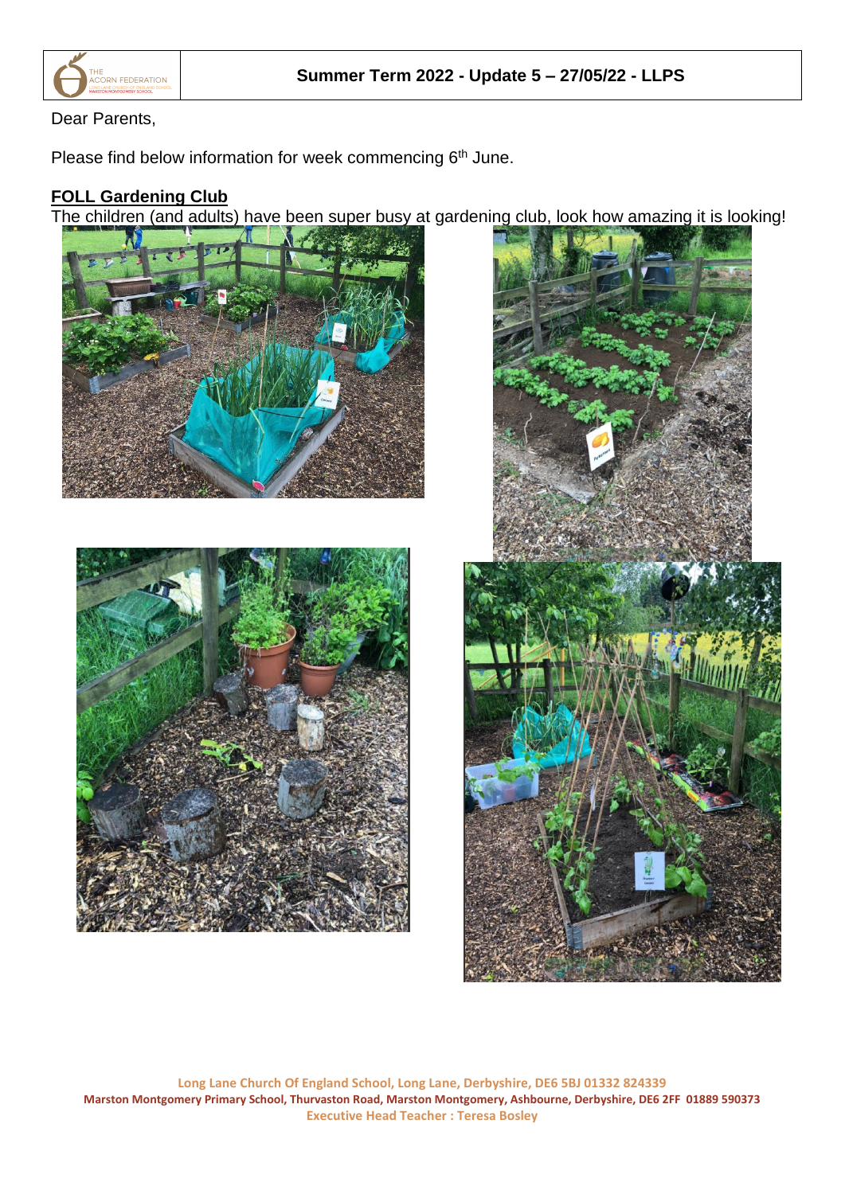**Summer Term 2022 - Update 5 – 27/05/22 - LLPS**

Dear Parents,

Please find below information for week commencing 6th June.

## FOLL Gardening Club

The children (and adults) have been super busy at gardening club, look how amazing it is looking!

Long Lane Church Of England School, Long Lane, Derbyshire, DE6 5BJ 01332 824339
Marston Montgomery Primary School, Thurvaston Road, Marston Montgomery, Ashbourne, Derbyshire, DE6 2FF 01889 590373
Executive Head Teacher : Teresa Bosley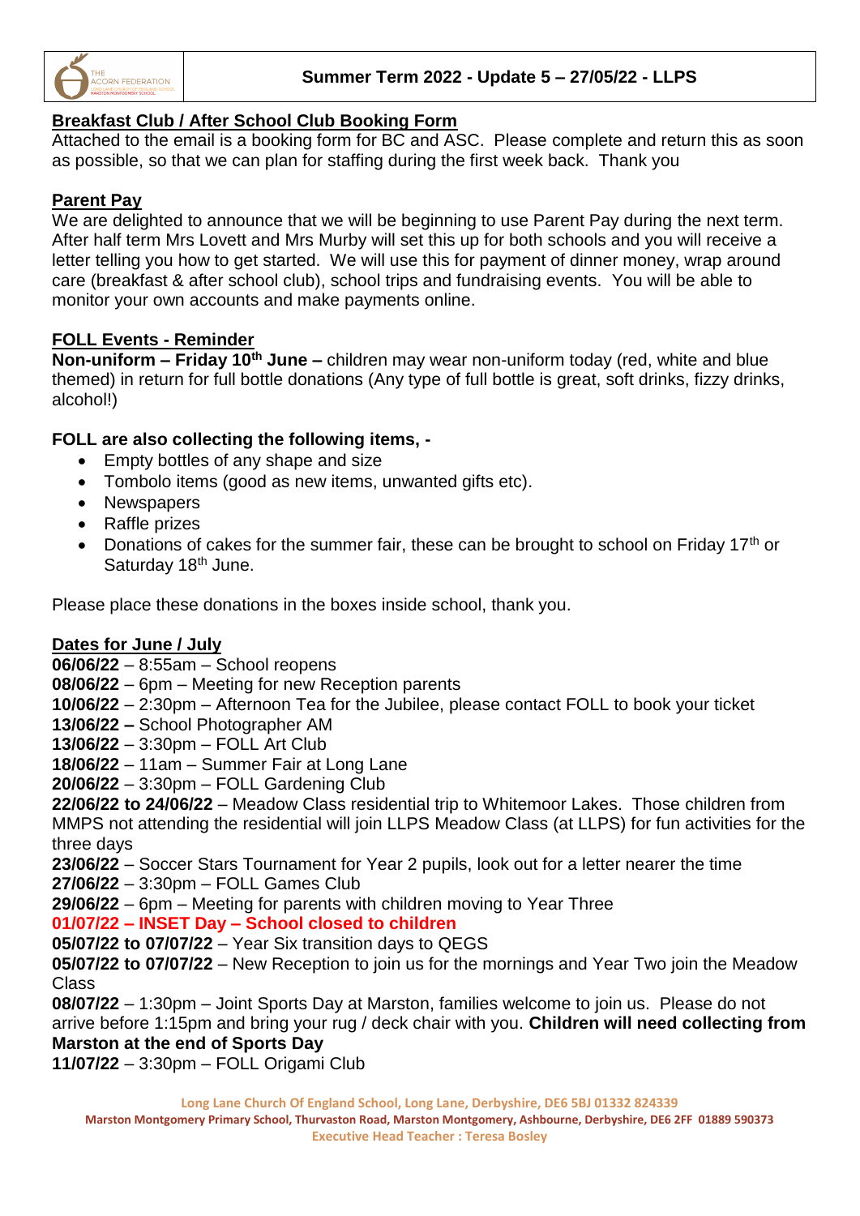**Summer Term 2022 - Update 5 – 27/05/22 - LLPS**

## Breakfast Club / After School Club Booking Form

Attached to the email is a booking form for BC and ASC. Please complete and return this as soon as possible, so that we can plan for staffing during the first week back. Thank you

## Parent Pay

We are delighted to announce that we will be beginning to use Parent Pay during the next term. After half term Mrs Lovett and Mrs Murby will set this up for both schools and you will receive a letter telling you how to get started. We will use this for payment of dinner money, wrap around care (breakfast & after school club), school trips and fundraising events. You will be able to monitor your own accounts and make payments online.

## FOLL Events - Reminder

**Non-uniform – Friday 10th June –** children may wear non-uniform today (red, white and blue themed) in return for full bottle donations (Any type of full bottle is great, soft drinks, fizzy drinks, alcohol!)

**FOLL are also collecting the following items, -**

- Empty bottles of any shape and size
- Tombolo items (good as new items, unwanted gifts etc).
- Newspapers
- Raffle prizes
- Donations of cakes for the summer fair, these can be brought to school on Friday 17th or Saturday 18th June.

Please place these donations in the boxes inside school, thank you.

## Dates for June / July

**06/06/22** – 8:55am – School reopens
**08/06/22** – 6pm – Meeting for new Reception parents
**10/06/22** – 2:30pm – Afternoon Tea for the Jubilee, please contact FOLL to book your ticket
**13/06/22 –** School Photographer AM
**13/06/22** – 3:30pm – FOLL Art Club
**18/06/22** – 11am – Summer Fair at Long Lane
**20/06/22** – 3:30pm – FOLL Gardening Club
**22/06/22 to 24/06/22** – Meadow Class residential trip to Whitemoor Lakes. Those children from MMPS not attending the residential will join LLPS Meadow Class (at LLPS) for fun activities for the three days
**23/06/22** – Soccer Stars Tournament for Year 2 pupils, look out for a letter nearer the time
**27/06/22** – 3:30pm – FOLL Games Club
**29/06/22** – 6pm – Meeting for parents with children moving to Year Three
**01/07/22 – INSET Day – School closed to children**
**05/07/22 to 07/07/22** – Year Six transition days to QEGS
**05/07/22 to 07/07/22** – New Reception to join us for the mornings and Year Two join the Meadow Class
**08/07/22** – 1:30pm – Joint Sports Day at Marston, families welcome to join us. Please do not arrive before 1:15pm and bring your rug / deck chair with you. **Children will need collecting from Marston at the end of Sports Day**
**11/07/22** – 3:30pm – FOLL Origami Club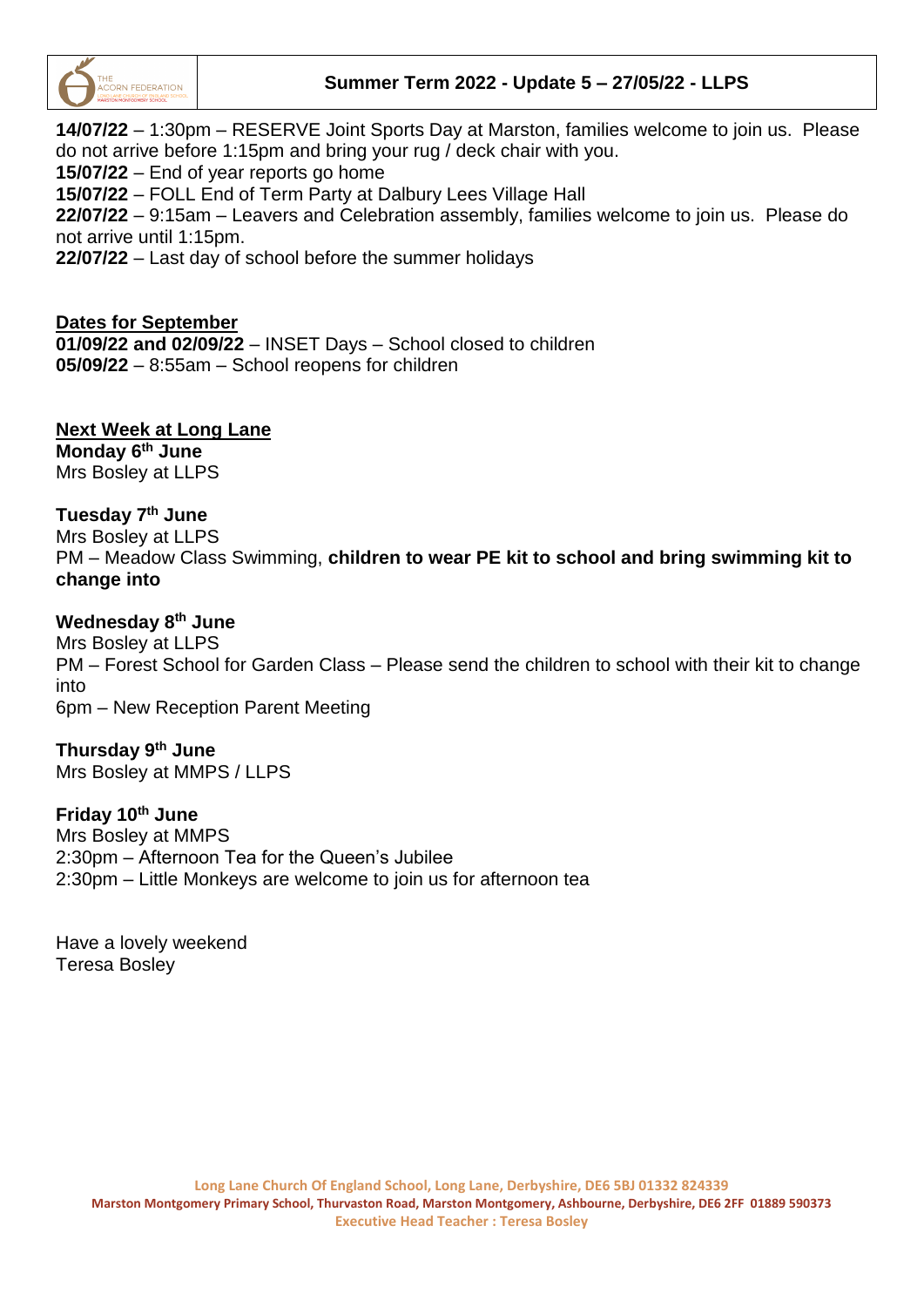**14/07/22** – 1:30pm – RESERVE Joint Sports Day at Marston, families welcome to join us. Please do not arrive before 1:15pm and bring your rug / deck chair with you.
**15/07/22** – End of year reports go home
**15/07/22** – FOLL End of Term Party at Dalbury Lees Village Hall
**22/07/22** – 9:15am – Leavers and Celebration assembly, families welcome to join us. Please do not arrive until 1:15pm.
**22/07/22** – Last day of school before the summer holidays

**Dates for September**
**01/09/22 and 02/09/22** – INSET Days – School closed to children
**05/09/22** – 8:55am – School reopens for children

**Next Week at Long Lane**
**Monday 6th June**
Mrs Bosley at LLPS

**Tuesday 7th June**
Mrs Bosley at LLPS
PM – Meadow Class Swimming, **children to wear PE kit to school and bring swimming kit to change into**

**Wednesday 8th June**
Mrs Bosley at LLPS
PM – Forest School for Garden Class – Please send the children to school with their kit to change into
6pm – New Reception Parent Meeting

**Thursday 9th June**
Mrs Bosley at MMPS / LLPS

**Friday 10th June**
Mrs Bosley at MMPS
2:30pm – Afternoon Tea for the Queen's Jubilee
2:30pm – Little Monkeys are welcome to join us for afternoon tea

Have a lovely weekend
Teresa Bosley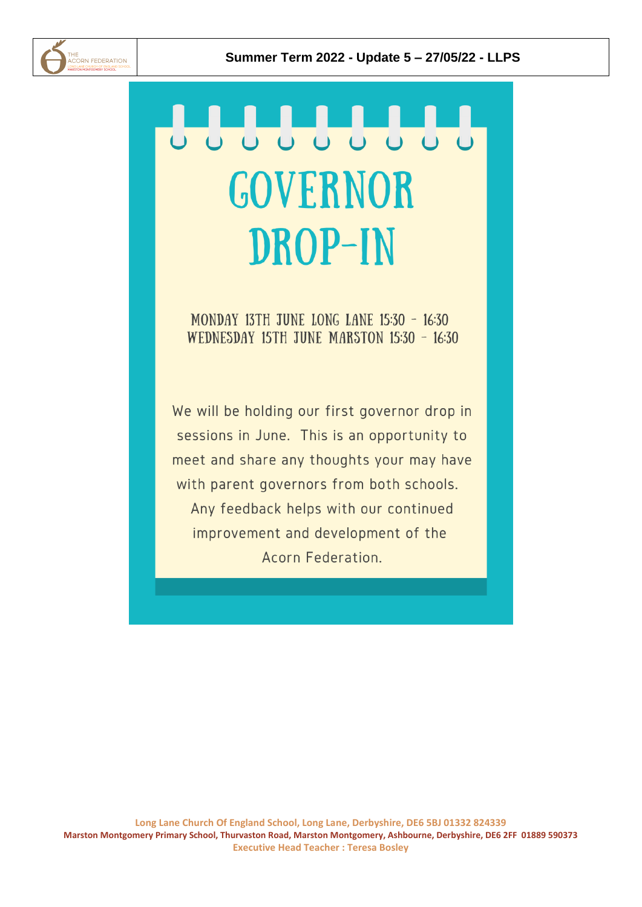# GOVERNOR DROP-IN

MONDAY 13TH JUNE LONG LANE 15:30 – 16:30
WEDNESDAY 15TH JUNE MARSTON 15:30 – 16:30

We will be holding our first governor drop in sessions in June. This is an opportunity to meet and share any thoughts your may have with parent governors from both schools. Any feedback helps with our continued improvement and development of the Acorn Federation.